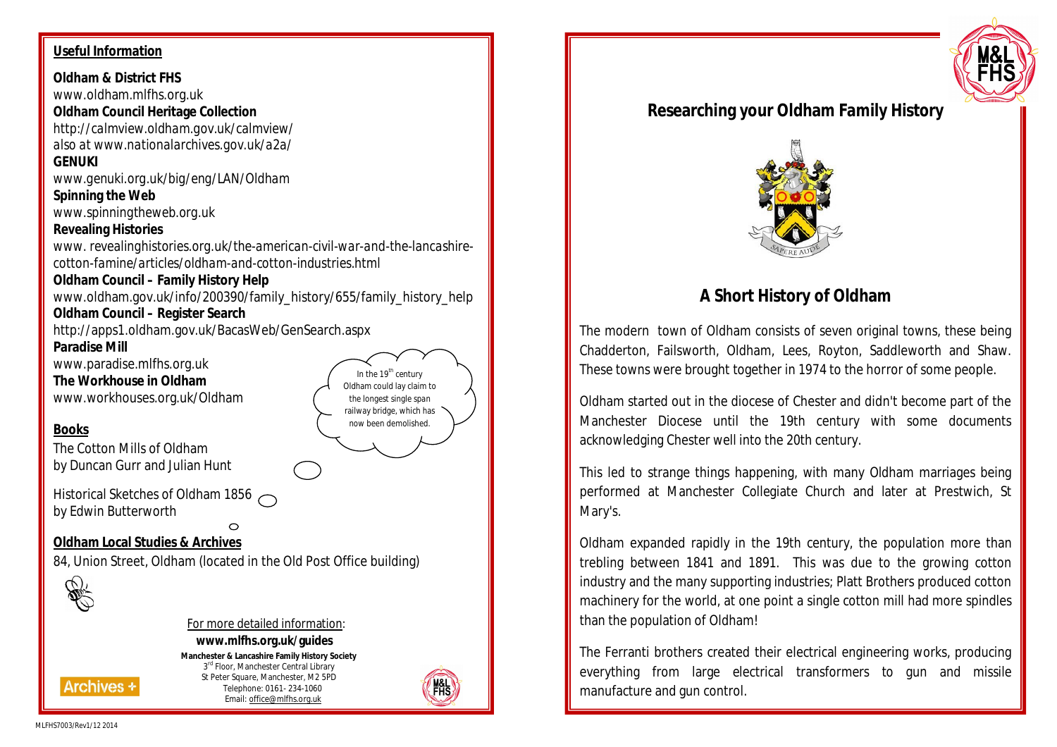## Useful Information

**Oldham & District FHS**
www.oldham.mlfhs.org.uk

**Oldham Council Heritage Collection**
http://calmview.oldham.gov.uk/calmview/
also at www.nationalarchives.gov.uk/a2a/

**GENUKI**
www.genuki.org.uk/big/eng/LAN/Oldham

**Spinning the Web**
www.spinningtheweb.org.uk

**Revealing Histories**
www. revealinghistories.org.uk/the-american-civil-war-and-the-lancashire-cotton-famine/articles/oldham-and-cotton-industries.html

**Oldham Council – Family History Help**
www.oldham.gov.uk/info/200390/family_history/655/family_history_help

**Oldham Council – Register Search**
http://apps1.oldham.gov.uk/BacasWeb/GenSearch.aspx

**Paradise Mill**
www.paradise.mlfhs.org.uk

**The Workhouse in Oldham**
www.workhouses.org.uk/Oldham

In the 19th century Oldham could lay claim to the longest single span railway bridge, which has now been demolished.

## Books

The Cotton Mills of Oldham
by Duncan Gurr and Julian Hunt

Historical Sketches of Oldham 1856
by Edwin Butterworth

## Oldham Local Studies & Archives

84, Union Street, Oldham (located in the Old Post Office building)

Archives +

For more detailed information:
**www.mlfhs.org.uk/guides**

**Manchester & Lancashire Family History Society**
3rd Floor, Manchester Central Library
St Peter Square, Manchester, M2 5PD
Telephone: 0161- 234-1060
Email: office@mlfhs.org.uk

MLFHS7003/Rev1/12 2014

M&L FHS

# Researching your Oldham Family History

SAPERE AUDE

## A Short History of Oldham

The modern town of Oldham consists of seven original towns, these being Chadderton, Failsworth, Oldham, Lees, Royton, Saddleworth and Shaw. These towns were brought together in 1974 to the horror of some people.

Oldham started out in the diocese of Chester and didn't become part of the Manchester Diocese until the 19th century with some documents acknowledging Chester well into the 20th century.

This led to strange things happening, with many Oldham marriages being performed at Manchester Collegiate Church and later at Prestwich, St Mary's.

Oldham expanded rapidly in the 19th century, the population more than trebling between 1841 and 1891. This was due to the growing cotton industry and the many supporting industries; Platt Brothers produced cotton machinery for the world, at one point a single cotton mill had more spindles than the population of Oldham!

The Ferranti brothers created their electrical engineering works, producing everything from large electrical transformers to gun and missile manufacture and gun control.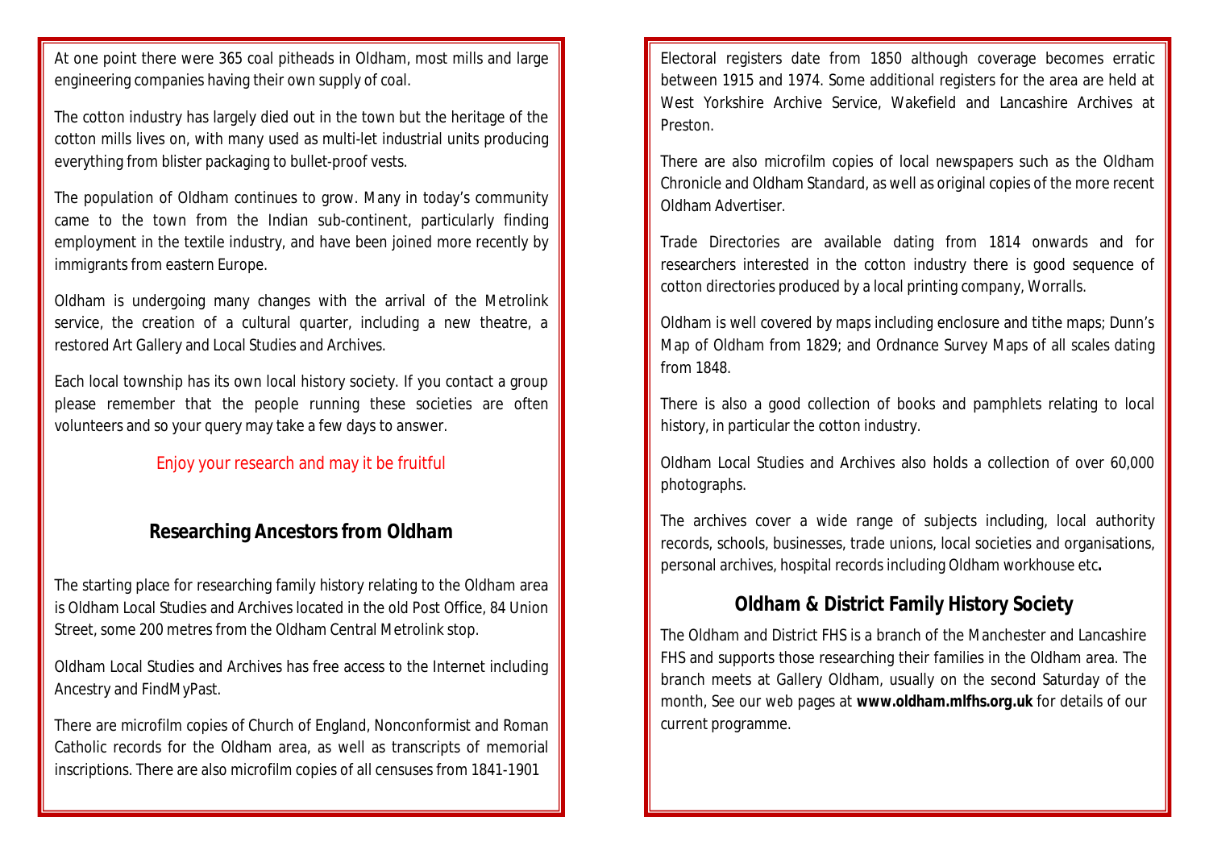At one point there were 365 coal pitheads in Oldham, most mills and large engineering companies having their own supply of coal.

The cotton industry has largely died out in the town but the heritage of the cotton mills lives on, with many used as multi-let industrial units producing everything from blister packaging to bullet-proof vests.

The population of Oldham continues to grow. Many in today's community came to the town from the Indian sub-continent, particularly finding employment in the textile industry, and have been joined more recently by immigrants from eastern Europe.

Oldham is undergoing many changes with the arrival of the Metrolink service, the creation of a cultural quarter, including a new theatre, a restored Art Gallery and Local Studies and Archives.

Each local township has its own local history society. If you contact a group please remember that the people running these societies are often volunteers and so your query may take a few days to answer.

Enjoy your research and may it be fruitful

## Researching Ancestors from Oldham

The starting place for researching family history relating to the Oldham area is Oldham Local Studies and Archives located in the old Post Office, 84 Union Street, some 200 metres from the Oldham Central Metrolink stop.

Oldham Local Studies and Archives has free access to the Internet including Ancestry and FindMyPast.

There are microfilm copies of Church of England, Nonconformist and Roman Catholic records for the Oldham area, as well as transcripts of memorial inscriptions. There are also microfilm copies of all censuses from 1841-1901

Electoral registers date from 1850 although coverage becomes erratic between 1915 and 1974. Some additional registers for the area are held at West Yorkshire Archive Service, Wakefield and Lancashire Archives at Preston.

There are also microfilm copies of local newspapers such as the Oldham Chronicle and Oldham Standard, as well as original copies of the more recent Oldham Advertiser.

Trade Directories are available dating from 1814 onwards and for researchers interested in the cotton industry there is good sequence of cotton directories produced by a local printing company, Worralls.

Oldham is well covered by maps including enclosure and tithe maps; Dunn's Map of Oldham from 1829; and Ordnance Survey Maps of all scales dating from 1848.

There is also a good collection of books and pamphlets relating to local history, in particular the cotton industry.

Oldham Local Studies and Archives also holds a collection of over 60,000 photographs.

The archives cover a wide range of subjects including, local authority records, schools, businesses, trade unions, local societies and organisations, personal archives, hospital records including Oldham workhouse etc**.**

## Oldham & District Family History Society

The Oldham and District FHS is a branch of the Manchester and Lancashire FHS and supports those researching their families in the Oldham area. The branch meets at Gallery Oldham, usually on the second Saturday of the month, See our web pages at **www.oldham.mlfhs.org.uk** for details of our current programme.